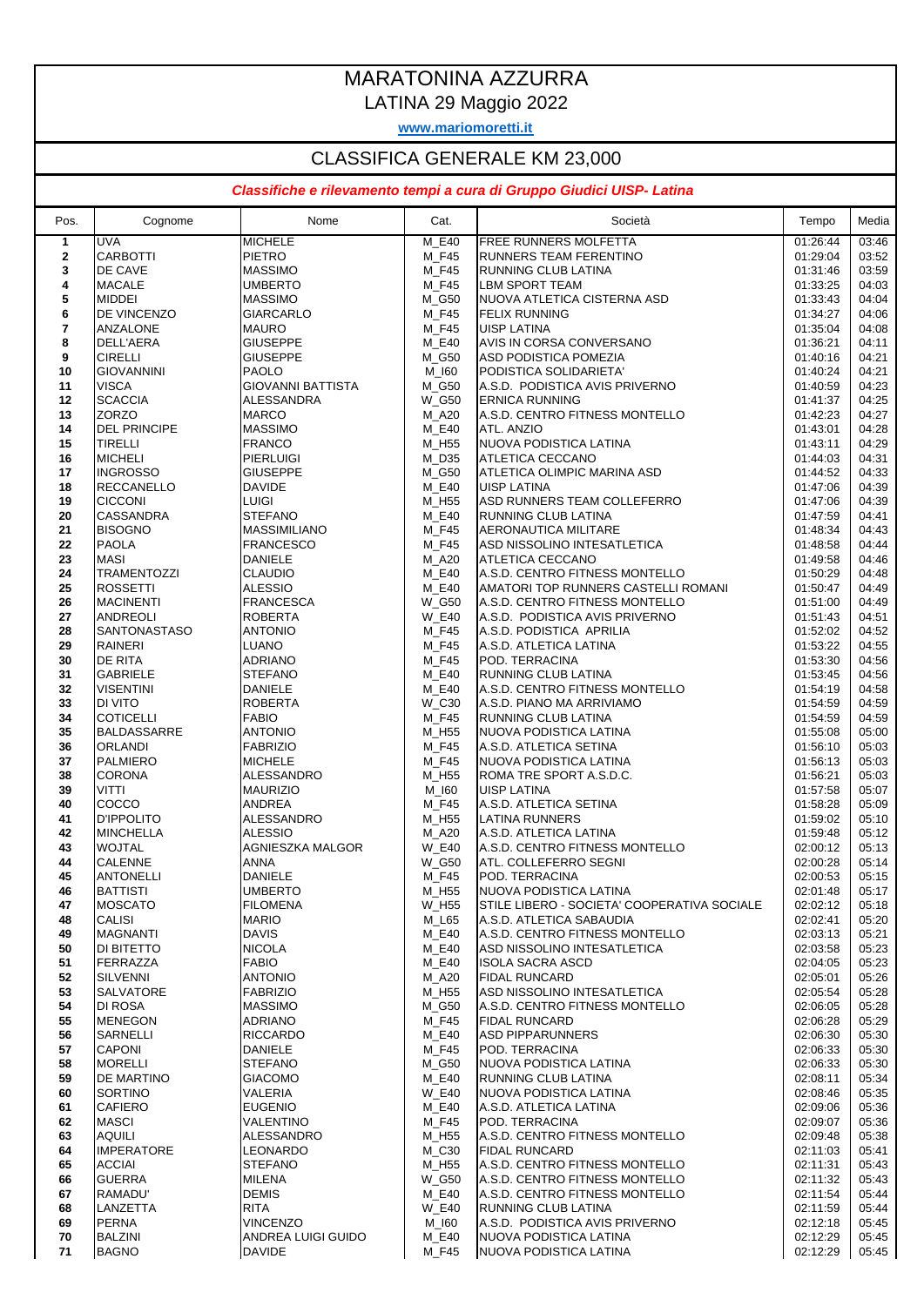# MARATONINA AZZURRA

LATINA 29 Maggio 2022

**www.mariomoretti.it**

## CLASSIFICA GENERALE KM 23,000

***Classifiche e rilevamento tempi a cura di Gruppo Giudici UISP- Latina***

| Pos. | Cognome | Nome | Cat. | Società | Tempo | Media |
|---|---|---|---|---|---|---|
| 1 | UVA | MICHELE | M_E40 | FREE RUNNERS MOLFETTA | 01:26:44 | 03:46 |
| 2 | CARBOTTI | PIETRO | M_F45 | RUNNERS TEAM FERENTINO | 01:29:04 | 03:52 |
| 3 | DE CAVE | MASSIMO | M_F45 | RUNNING CLUB LATINA | 01:31:46 | 03:59 |
| 4 | MACALE | UMBERTO | M_F45 | LBM SPORT TEAM | 01:33:25 | 04:03 |
| 5 | MIDDEI | MASSIMO | M_G50 | NUOVA ATLETICA CISTERNA ASD | 01:33:43 | 04:04 |
| 6 | DE VINCENZO | GIARCARLO | M_F45 | FELIX RUNNING | 01:34:27 | 04:06 |
| 7 | ANZALONE | MAURO | M_F45 | UISP LATINA | 01:35:04 | 04:08 |
| 8 | DELL'AERA | GIUSEPPE | M_E40 | AVIS IN CORSA CONVERSANO | 01:36:21 | 04:11 |
| 9 | CIRELLI | GIUSEPPE | M_G50 | ASD PODISTICA POMEZIA | 01:40:16 | 04:21 |
| 10 | GIOVANNINI | PAOLO | M_I60 | PODISTICA SOLIDARIETA' | 01:40:24 | 04:21 |
| 11 | VISCA | GIOVANNI BATTISTA | M_G50 | A.S.D. PODISTICA AVIS PRIVERNO | 01:40:59 | 04:23 |
| 12 | SCACCIA | ALESSANDRA | W_G50 | ERNICA RUNNING | 01:41:37 | 04:25 |
| 13 | ZORZO | MARCO | M_A20 | A.S.D. CENTRO FITNESS MONTELLO | 01:42:23 | 04:27 |
| 14 | DEL PRINCIPE | MASSIMO | M_E40 | ATL. ANZIO | 01:43:01 | 04:28 |
| 15 | TIRELLI | FRANCO | M_H55 | NUOVA PODISTICA LATINA | 01:43:11 | 04:29 |
| 16 | MICHELI | PIERLUIGI | M_D35 | ATLETICA CECCANO | 01:44:03 | 04:31 |
| 17 | INGROSSO | GIUSEPPE | M_G50 | ATLETICA OLIMPIC MARINA ASD | 01:44:52 | 04:33 |
| 18 | RECCANELLO | DAVIDE | M_E40 | UISP LATINA | 01:47:06 | 04:39 |
| 19 | CICCONI | LUIGI | M_H55 | ASD RUNNERS TEAM COLLEFERRO | 01:47:06 | 04:39 |
| 20 | CASSANDRA | STEFANO | M_E40 | RUNNING CLUB LATINA | 01:47:59 | 04:41 |
| 21 | BISOGNO | MASSIMILIANO | M_F45 | AERONAUTICA MILITARE | 01:48:34 | 04:43 |
| 22 | PAOLA | FRANCESCO | M_F45 | ASD NISSOLINO INTESATLETICA | 01:48:58 | 04:44 |
| 23 | MASI | DANIELE | M_A20 | ATLETICA CECCANO | 01:49:58 | 04:46 |
| 24 | TRAMENTOZZI | CLAUDIO | M_E40 | A.S.D. CENTRO FITNESS MONTELLO | 01:50:29 | 04:48 |
| 25 | ROSSETTI | ALESSIO | M_E40 | AMATORI TOP RUNNERS CASTELLI ROMANI | 01:50:47 | 04:49 |
| 26 | MACINENTI | FRANCESCA | W_G50 | A.S.D. CENTRO FITNESS MONTELLO | 01:51:00 | 04:49 |
| 27 | ANDREOLI | ROBERTA | W_E40 | A.S.D. PODISTICA AVIS PRIVERNO | 01:51:43 | 04:51 |
| 28 | SANTONASTASO | ANTONIO | M_F45 | A.S.D. PODISTICA APRILIA | 01:52:02 | 04:52 |
| 29 | RAINERI | LUANO | M_F45 | A.S.D. ATLETICA LATINA | 01:53:22 | 04:55 |
| 30 | DE RITA | ADRIANO | M_F45 | POD. TERRACINA | 01:53:30 | 04:56 |
| 31 | GABRIELE | STEFANO | M_E40 | RUNNING CLUB LATINA | 01:53:45 | 04:56 |
| 32 | VISENTINI | DANIELE | M_E40 | A.S.D. CENTRO FITNESS MONTELLO | 01:54:19 | 04:58 |
| 33 | DI VITO | ROBERTA | W_C30 | A.S.D. PIANO MA ARRIVIAMO | 01:54:59 | 04:59 |
| 34 | COTICELLI | FABIO | M_F45 | RUNNING CLUB LATINA | 01:54:59 | 04:59 |
| 35 | BALDASSARRE | ANTONIO | M_H55 | NUOVA PODISTICA LATINA | 01:55:08 | 05:00 |
| 36 | ORLANDI | FABRIZIO | M_F45 | A.S.D. ATLETICA SETINA | 01:56:10 | 05:03 |
| 37 | PALMIERO | MICHELE | M_F45 | NUOVA PODISTICA LATINA | 01:56:13 | 05:03 |
| 38 | CORONA | ALESSANDRO | M_H55 | ROMA TRE SPORT A.S.D.C. | 01:56:21 | 05:03 |
| 39 | VITTI | MAURIZIO | M_I60 | UISP LATINA | 01:57:58 | 05:07 |
| 40 | COCCO | ANDREA | M_F45 | A.S.D. ATLETICA SETINA | 01:58:28 | 05:09 |
| 41 | D'IPPOLITO | ALESSANDRO | M_H55 | LATINA RUNNERS | 01:59:02 | 05:10 |
| 42 | MINCHELLA | ALESSIO | M_A20 | A.S.D. ATLETICA LATINA | 01:59:48 | 05:12 |
| 43 | WOJTAL | AGNIESZKA MALGOR | W_E40 | A.S.D. CENTRO FITNESS MONTELLO | 02:00:12 | 05:13 |
| 44 | CALENNE | ANNA | W_G50 | ATL. COLLEFERRO SEGNI | 02:00:28 | 05:14 |
| 45 | ANTONELLI | DANIELE | M_F45 | POD. TERRACINA | 02:00:53 | 05:15 |
| 46 | BATTISTI | UMBERTO | M_H55 | NUOVA PODISTICA LATINA | 02:01:48 | 05:17 |
| 47 | MOSCATO | FILOMENA | W_H55 | STILE LIBERO - SOCIETA' COOPERATIVA SOCIALE | 02:02:12 | 05:18 |
| 48 | CALISI | MARIO | M_L65 | A.S.D. ATLETICA SABAUDIA | 02:02:41 | 05:20 |
| 49 | MAGNANTI | DAVIS | M_E40 | A.S.D. CENTRO FITNESS MONTELLO | 02:03:13 | 05:21 |
| 50 | DI BITETTO | NICOLA | M_E40 | ASD NISSOLINO INTESATLETICA | 02:03:58 | 05:23 |
| 51 | FERRAZZA | FABIO | M_E40 | ISOLA SACRA ASCD | 02:04:05 | 05:23 |
| 52 | SILVENNI | ANTONIO | M_A20 | FIDAL RUNCARD | 02:05:01 | 05:26 |
| 53 | SALVATORE | FABRIZIO | M_H55 | ASD NISSOLINO INTESATLETICA | 02:05:54 | 05:28 |
| 54 | DI ROSA | MASSIMO | M_G50 | A.S.D. CENTRO FITNESS MONTELLO | 02:06:05 | 05:28 |
| 55 | MENEGON | ADRIANO | M_F45 | FIDAL RUNCARD | 02:06:28 | 05:29 |
| 56 | SARNELLI | RICCARDO | M_E40 | ASD PIPPARUNNERS | 02:06:30 | 05:30 |
| 57 | CAPONI | DANIELE | M_F45 | POD. TERRACINA | 02:06:33 | 05:30 |
| 58 | MORELLI | STEFANO | M_G50 | NUOVA PODISTICA LATINA | 02:06:33 | 05:30 |
| 59 | DE MARTINO | GIACOMO | M_E40 | RUNNING CLUB LATINA | 02:08:11 | 05:34 |
| 60 | SORTINO | VALERIA | W_E40 | NUOVA PODISTICA LATINA | 02:08:46 | 05:35 |
| 61 | CAFIERO | EUGENIO | M_E40 | A.S.D. ATLETICA LATINA | 02:09:06 | 05:36 |
| 62 | MASCI | VALENTINO | M_F45 | POD. TERRACINA | 02:09:07 | 05:36 |
| 63 | AQUILI | ALESSANDRO | M_H55 | A.S.D. CENTRO FITNESS MONTELLO | 02:09:48 | 05:38 |
| 64 | IMPERATORE | LEONARDO | M_C30 | FIDAL RUNCARD | 02:11:03 | 05:41 |
| 65 | ACCIAI | STEFANO | M_H55 | A.S.D. CENTRO FITNESS MONTELLO | 02:11:31 | 05:43 |
| 66 | GUERRA | MILENA | W_G50 | A.S.D. CENTRO FITNESS MONTELLO | 02:11:32 | 05:43 |
| 67 | RAMADU' | DEMIS | M_E40 | A.S.D. CENTRO FITNESS MONTELLO | 02:11:54 | 05:44 |
| 68 | LANZETTA | RITA | W_E40 | RUNNING CLUB LATINA | 02:11:59 | 05:44 |
| 69 | PERNA | VINCENZO | M_I60 | A.S.D. PODISTICA AVIS PRIVERNO | 02:12:18 | 05:45 |
| 70 | BALZINI | ANDREA LUIGI GUIDO | M_E40 | NUOVA PODISTICA LATINA | 02:12:29 | 05:45 |
| 71 | BAGNO | DAVIDE | M_F45 | NUOVA PODISTICA LATINA | 02:12:29 | 05:45 |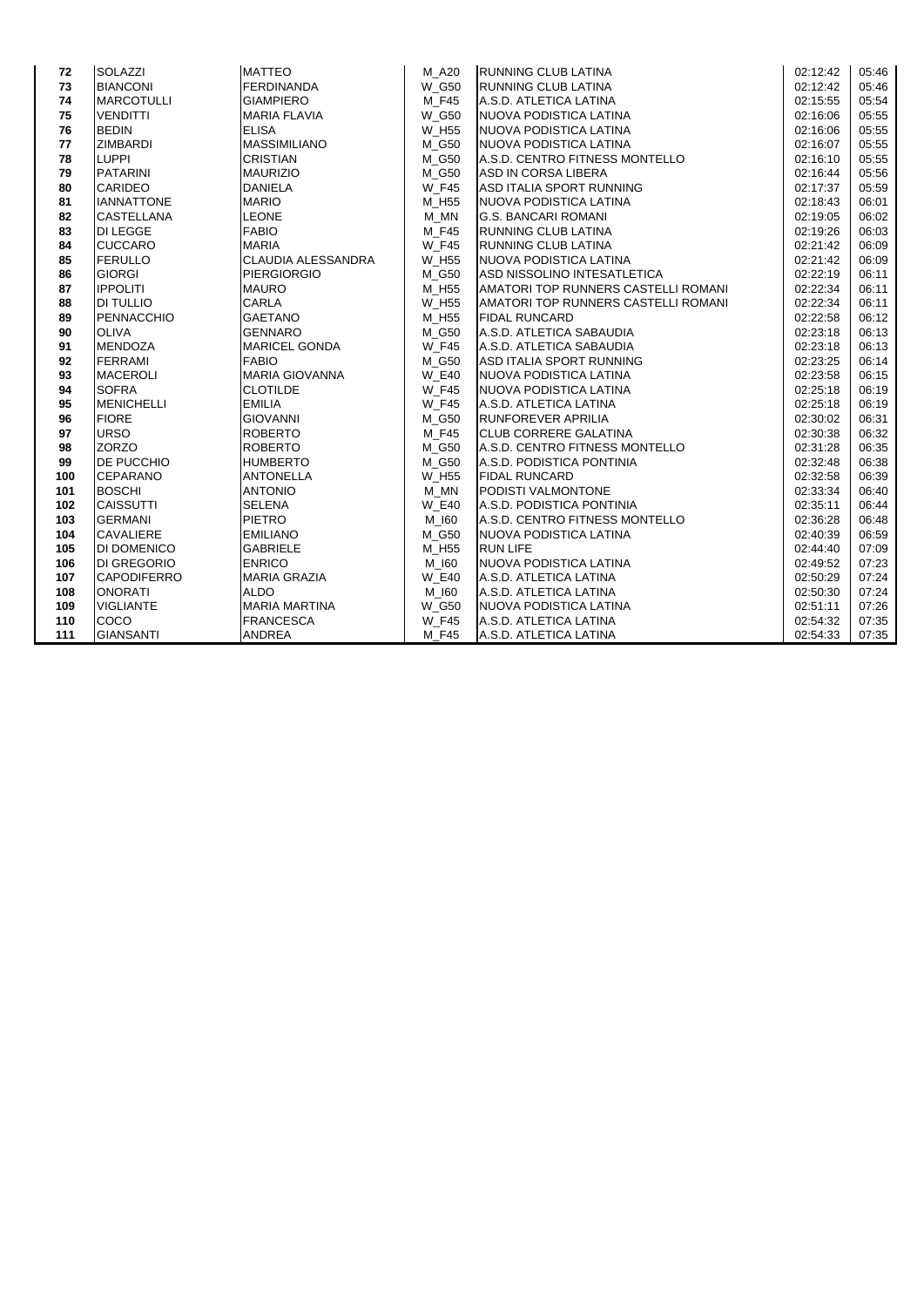| | | | | | | |
|---|---|---|---|---|---|---|
| **72** | SOLAZZI | MATTEO | M_A20 | RUNNING CLUB LATINA | 02:12:42 | 05:46 |
| **73** | BIANCONI | FERDINANDA | W_G50 | RUNNING CLUB LATINA | 02:12:42 | 05:46 |
| **74** | MARCOTULLI | GIAMPIERO | M_F45 | A.S.D. ATLETICA LATINA | 02:15:55 | 05:54 |
| **75** | VENDITTI | MARIA FLAVIA | W_G50 | NUOVA PODISTICA LATINA | 02:16:06 | 05:55 |
| **76** | BEDIN | ELISA | W_H55 | NUOVA PODISTICA LATINA | 02:16:06 | 05:55 |
| **77** | ZIMBARDI | MASSIMILIANO | M_G50 | NUOVA PODISTICA LATINA | 02:16:07 | 05:55 |
| **78** | LUPPI | CRISTIAN | M_G50 | A.S.D. CENTRO FITNESS MONTELLO | 02:16:10 | 05:55 |
| **79** | PATARINI | MAURIZIO | M_G50 | ASD IN CORSA LIBERA | 02:16:44 | 05:56 |
| **80** | CARIDEO | DANIELA | W_F45 | ASD ITALIA SPORT RUNNING | 02:17:37 | 05:59 |
| **81** | IANNATTONE | MARIO | M_H55 | NUOVA PODISTICA LATINA | 02:18:43 | 06:01 |
| **82** | CASTELLANA | LEONE | M_MN | G.S. BANCARI ROMANI | 02:19:05 | 06:02 |
| **83** | DI LEGGE | FABIO | M_F45 | RUNNING CLUB LATINA | 02:19:26 | 06:03 |
| **84** | CUCCARO | MARIA | W_F45 | RUNNING CLUB LATINA | 02:21:42 | 06:09 |
| **85** | FERULLO | CLAUDIA ALESSANDRA | W_H55 | NUOVA PODISTICA LATINA | 02:21:42 | 06:09 |
| **86** | GIORGI | PIERGIORGIO | M_G50 | ASD NISSOLINO INTESATLETICA | 02:22:19 | 06:11 |
| **87** | IPPOLITI | MAURO | M_H55 | AMATORI TOP RUNNERS CASTELLI ROMANI | 02:22:34 | 06:11 |
| **88** | DI TULLIO | CARLA | W_H55 | AMATORI TOP RUNNERS CASTELLI ROMANI | 02:22:34 | 06:11 |
| **89** | PENNACCHIO | GAETANO | M_H55 | FIDAL RUNCARD | 02:22:58 | 06:12 |
| **90** | OLIVA | GENNARO | M_G50 | A.S.D. ATLETICA SABAUDIA | 02:23:18 | 06:13 |
| **91** | MENDOZA | MARICEL GONDA | W_F45 | A.S.D. ATLETICA SABAUDIA | 02:23:18 | 06:13 |
| **92** | FERRAMI | FABIO | M_G50 | ASD ITALIA SPORT RUNNING | 02:23:25 | 06:14 |
| **93** | MACEROLI | MARIA GIOVANNA | W_E40 | NUOVA PODISTICA LATINA | 02:23:58 | 06:15 |
| **94** | SOFRA | CLOTILDE | W_F45 | NUOVA PODISTICA LATINA | 02:25:18 | 06:19 |
| **95** | MENICHELLI | EMILIA | W_F45 | A.S.D. ATLETICA LATINA | 02:25:18 | 06:19 |
| **96** | FIORE | GIOVANNI | M_G50 | RUNFOREVER APRILIA | 02:30:02 | 06:31 |
| **97** | URSO | ROBERTO | M_F45 | CLUB CORRERE GALATINA | 02:30:38 | 06:32 |
| **98** | ZORZO | ROBERTO | M_G50 | A.S.D. CENTRO FITNESS MONTELLO | 02:31:28 | 06:35 |
| **99** | DE PUCCHIO | HUMBERTO | M_G50 | A.S.D. PODISTICA PONTINIA | 02:32:48 | 06:38 |
| **100** | CEPARANO | ANTONELLA | W_H55 | FIDAL RUNCARD | 02:32:58 | 06:39 |
| **101** | BOSCHI | ANTONIO | M_MN | PODISTI VALMONTONE | 02:33:34 | 06:40 |
| **102** | CAISSUTTI | SELENA | W_E40 | A.S.D. PODISTICA PONTINIA | 02:35:11 | 06:44 |
| **103** | GERMANI | PIETRO | M_I60 | A.S.D. CENTRO FITNESS MONTELLO | 02:36:28 | 06:48 |
| **104** | CAVALIERE | EMILIANO | M_G50 | NUOVA PODISTICA LATINA | 02:40:39 | 06:59 |
| **105** | DI DOMENICO | GABRIELE | M_H55 | RUN LIFE | 02:44:40 | 07:09 |
| **106** | DI GREGORIO | ENRICO | M_I60 | NUOVA PODISTICA LATINA | 02:49:52 | 07:23 |
| **107** | CAPODIFERRO | MARIA GRAZIA | W_E40 | A.S.D. ATLETICA LATINA | 02:50:29 | 07:24 |
| **108** | ONORATI | ALDO | M_I60 | A.S.D. ATLETICA LATINA | 02:50:30 | 07:24 |
| **109** | VIGLIANTE | MARIA MARTINA | W_G50 | NUOVA PODISTICA LATINA | 02:51:11 | 07:26 |
| **110** | COCO | FRANCESCA | W_F45 | A.S.D. ATLETICA LATINA | 02:54:32 | 07:35 |
| **111** | GIANSANTI | ANDREA | M_F45 | A.S.D. ATLETICA LATINA | 02:54:33 | 07:35 |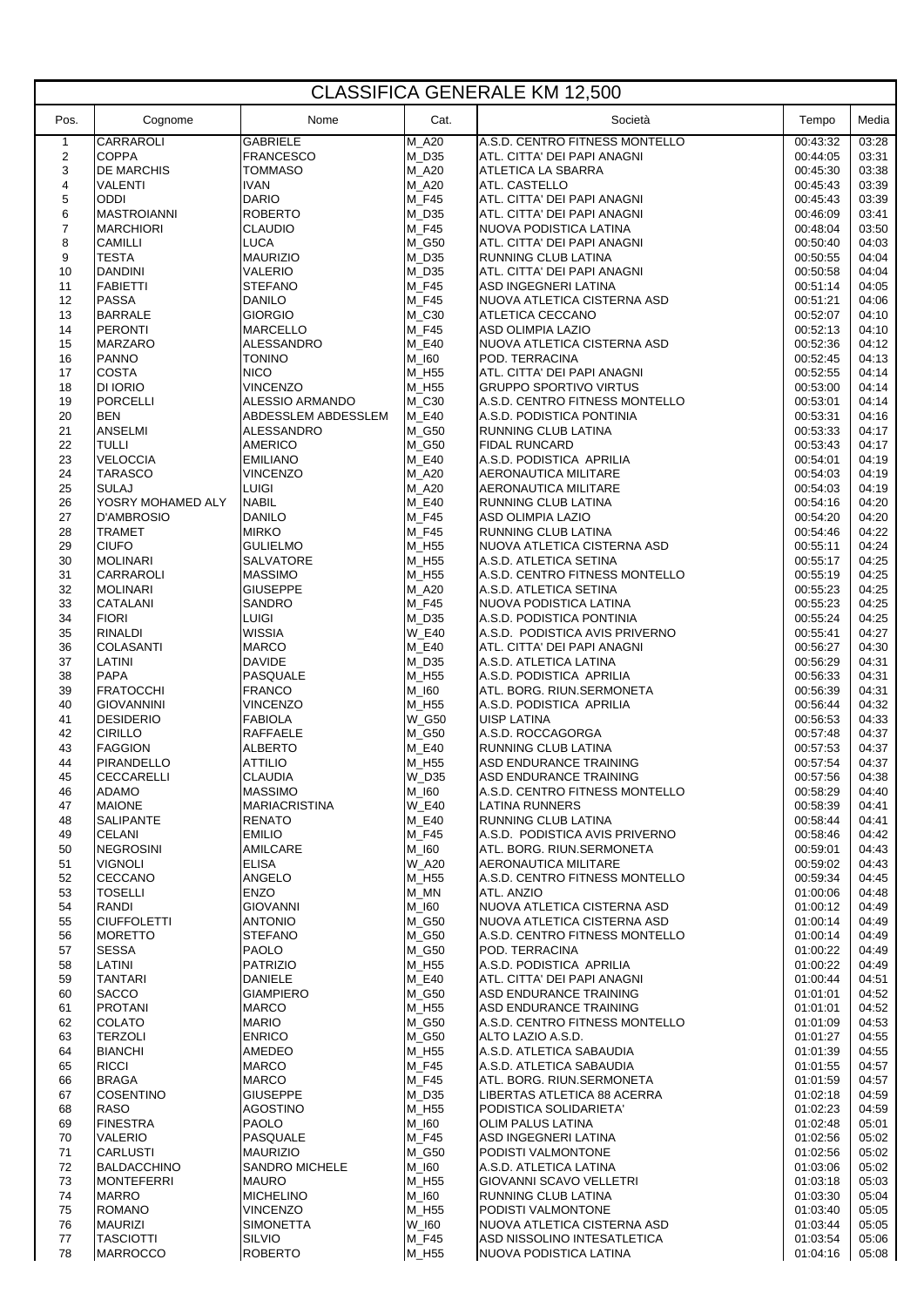# CLASSIFICA GENERALE KM 12,500

| Pos. | Cognome | Nome | Cat. | Società | Tempo | Media |
|---|---|---|---|---|---|---|
| 1 | CARRAROLI | GABRIELE | M_A20 | A.S.D. CENTRO FITNESS MONTELLO | 00:43:32 | 03:28 |
| 2 | COPPA | FRANCESCO | M_D35 | ATL. CITTA' DEI PAPI ANAGNI | 00:44:05 | 03:31 |
| 3 | DE MARCHIS | TOMMASO | M_A20 | ATLETICA LA SBARRA | 00:45:30 | 03:38 |
| 4 | VALENTI | IVAN | M_A20 | ATL. CASTELLO | 00:45:43 | 03:39 |
| 5 | ODDI | DARIO | M_F45 | ATL. CITTA' DEI PAPI ANAGNI | 00:45:43 | 03:39 |
| 6 | MASTROIANNI | ROBERTO | M_D35 | ATL. CITTA' DEI PAPI ANAGNI | 00:46:09 | 03:41 |
| 7 | MARCHIORI | CLAUDIO | M_F45 | NUOVA PODISTICA LATINA | 00:48:04 | 03:50 |
| 8 | CAMILLI | LUCA | M_G50 | ATL. CITTA' DEI PAPI ANAGNI | 00:50:40 | 04:03 |
| 9 | TESTA | MAURIZIO | M_D35 | RUNNING CLUB LATINA | 00:50:55 | 04:04 |
| 10 | DANDINI | VALERIO | M_D35 | ATL. CITTA' DEI PAPI ANAGNI | 00:50:58 | 04:04 |
| 11 | FABIETTI | STEFANO | M_F45 | ASD INGEGNERI LATINA | 00:51:14 | 04:05 |
| 12 | PASSA | DANILO | M_F45 | NUOVA ATLETICA CISTERNA ASD | 00:51:21 | 04:06 |
| 13 | BARRALE | GIORGIO | M_C30 | ATLETICA CECCANO | 00:52:07 | 04:10 |
| 14 | PERONTI | MARCELLO | M_F45 | ASD OLIMPIA LAZIO | 00:52:13 | 04:10 |
| 15 | MARZARO | ALESSANDRO | M_E40 | NUOVA ATLETICA CISTERNA ASD | 00:52:36 | 04:12 |
| 16 | PANNO | TONINO | M_I60 | POD. TERRACINA | 00:52:45 | 04:13 |
| 17 | COSTA | NICO | M_H55 | ATL. CITTA' DEI PAPI ANAGNI | 00:52:55 | 04:14 |
| 18 | DI IORIO | VINCENZO | M_H55 | GRUPPO SPORTIVO VIRTUS | 00:53:00 | 04:14 |
| 19 | PORCELLI | ALESSIO ARMANDO | M_C30 | A.S.D. CENTRO FITNESS MONTELLO | 00:53:01 | 04:14 |
| 20 | BEN | ABDESSLEM ABDESSLEM | M_E40 | A.S.D. PODISTICA PONTINIA | 00:53:31 | 04:16 |
| 21 | ANSELMI | ALESSANDRO | M_G50 | RUNNING CLUB LATINA | 00:53:33 | 04:17 |
| 22 | TULLI | AMERICO | M_G50 | FIDAL RUNCARD | 00:53:43 | 04:17 |
| 23 | VELOCCIA | EMILIANO | M_E40 | A.S.D. PODISTICA APRILIA | 00:54:01 | 04:19 |
| 24 | TARASCO | VINCENZO | M_A20 | AERONAUTICA MILITARE | 00:54:03 | 04:19 |
| 25 | SULAJ | LUIGI | M_A20 | AERONAUTICA MILITARE | 00:54:03 | 04:19 |
| 26 | YOSRY MOHAMED ALY | NABIL | M_E40 | RUNNING CLUB LATINA | 00:54:16 | 04:20 |
| 27 | D'AMBROSIO | DANILO | M_F45 | ASD OLIMPIA LAZIO | 00:54:20 | 04:20 |
| 28 | TRAMET | MIRKO | M_F45 | RUNNING CLUB LATINA | 00:54:46 | 04:22 |
| 29 | CIUFO | GULIELMO | M_H55 | NUOVA ATLETICA CISTERNA ASD | 00:55:11 | 04:24 |
| 30 | MOLINARI | SALVATORE | M_H55 | A.S.D. ATLETICA SETINA | 00:55:17 | 04:25 |
| 31 | CARRAROLI | MASSIMO | M_H55 | A.S.D. CENTRO FITNESS MONTELLO | 00:55:19 | 04:25 |
| 32 | MOLINARI | GIUSEPPE | M_A20 | A.S.D. ATLETICA SETINA | 00:55:23 | 04:25 |
| 33 | CATALANI | SANDRO | M_F45 | NUOVA PODISTICA LATINA | 00:55:23 | 04:25 |
| 34 | FIORI | LUIGI | M_D35 | A.S.D. PODISTICA PONTINIA | 00:55:24 | 04:25 |
| 35 | RINALDI | WISSIA | W_E40 | A.S.D. PODISTICA AVIS PRIVERNO | 00:55:41 | 04:27 |
| 36 | COLASANTI | MARCO | M_E40 | ATL. CITTA' DEI PAPI ANAGNI | 00:56:27 | 04:30 |
| 37 | LATINI | DAVIDE | M_D35 | A.S.D. ATLETICA LATINA | 00:56:29 | 04:31 |
| 38 | PAPA | PASQUALE | M_H55 | A.S.D. PODISTICA APRILIA | 00:56:33 | 04:31 |
| 39 | FRATOCCHI | FRANCO | M_I60 | ATL. BORG. RIUN.SERMONETA | 00:56:39 | 04:31 |
| 40 | GIOVANNINI | VINCENZO | M_H55 | A.S.D. PODISTICA APRILIA | 00:56:44 | 04:32 |
| 41 | DESIDERIO | FABIOLA | W_G50 | UISP LATINA | 00:56:53 | 04:33 |
| 42 | CIRILLO | RAFFAELE | M_G50 | A.S.D. ROCCAGORGA | 00:57:48 | 04:37 |
| 43 | FAGGION | ALBERTO | M_E40 | RUNNING CLUB LATINA | 00:57:53 | 04:37 |
| 44 | PIRANDELLO | ATTILIO | M_H55 | ASD ENDURANCE TRAINING | 00:57:54 | 04:37 |
| 45 | CECCARELLI | CLAUDIA | W_D35 | ASD ENDURANCE TRAINING | 00:57:56 | 04:38 |
| 46 | ADAMO | MASSIMO | M_I60 | A.S.D. CENTRO FITNESS MONTELLO | 00:58:29 | 04:40 |
| 47 | MAIONE | MARIACRISTINA | W_E40 | LATINA RUNNERS | 00:58:39 | 04:41 |
| 48 | SALIPANTE | RENATO | M_E40 | RUNNING CLUB LATINA | 00:58:44 | 04:41 |
| 49 | CELANI | EMILIO | M_F45 | A.S.D. PODISTICA AVIS PRIVERNO | 00:58:46 | 04:42 |
| 50 | NEGROSINI | AMILCARE | M_I60 | ATL. BORG. RIUN.SERMONETA | 00:59:01 | 04:43 |
| 51 | VIGNOLI | ELISA | W_A20 | AERONAUTICA MILITARE | 00:59:02 | 04:43 |
| 52 | CECCANO | ANGELO | M_H55 | A.S.D. CENTRO FITNESS MONTELLO | 00:59:34 | 04:45 |
| 53 | TOSELLI | ENZO | M_MN | ATL. ANZIO | 01:00:06 | 04:48 |
| 54 | RANDI | GIOVANNI | M_I60 | NUOVA ATLETICA CISTERNA ASD | 01:00:12 | 04:49 |
| 55 | CIUFFOLETTI | ANTONIO | M_G50 | NUOVA ATLETICA CISTERNA ASD | 01:00:14 | 04:49 |
| 56 | MORETTO | STEFANO | M_G50 | A.S.D. CENTRO FITNESS MONTELLO | 01:00:14 | 04:49 |
| 57 | SESSA | PAOLO | M_G50 | POD. TERRACINA | 01:00:22 | 04:49 |
| 58 | LATINI | PATRIZIO | M_H55 | A.S.D. PODISTICA APRILIA | 01:00:22 | 04:49 |
| 59 | TANTARI | DANIELE | M_E40 | ATL. CITTA' DEI PAPI ANAGNI | 01:00:44 | 04:51 |
| 60 | SACCO | GIAMPIERO | M_G50 | ASD ENDURANCE TRAINING | 01:01:01 | 04:52 |
| 61 | PROTANI | MARCO | M_H55 | ASD ENDURANCE TRAINING | 01:01:01 | 04:52 |
| 62 | COLATO | MARIO | M_G50 | A.S.D. CENTRO FITNESS MONTELLO | 01:01:09 | 04:53 |
| 63 | TERZOLI | ENRICO | M_G50 | ALTO LAZIO A.S.D. | 01:01:27 | 04:55 |
| 64 | BIANCHI | AMEDEO | M_H55 | A.S.D. ATLETICA SABAUDIA | 01:01:39 | 04:55 |
| 65 | RICCI | MARCO | M_F45 | A.S.D. ATLETICA SABAUDIA | 01:01:55 | 04:57 |
| 66 | BRAGA | MARCO | M_F45 | ATL. BORG. RIUN.SERMONETA | 01:01:59 | 04:57 |
| 67 | COSENTINO | GIUSEPPE | M_D35 | LIBERTAS ATLETICA 88 ACERRA | 01:02:18 | 04:59 |
| 68 | RASO | AGOSTINO | M_H55 | PODISTICA SOLIDARIETA' | 01:02:23 | 04:59 |
| 69 | FINESTRA | PAOLO | M_I60 | OLIM PALUS LATINA | 01:02:48 | 05:01 |
| 70 | VALERIO | PASQUALE | M_F45 | ASD INGEGNERI LATINA | 01:02:56 | 05:02 |
| 71 | CARLUSTI | MAURIZIO | M_G50 | PODISTI VALMONTONE | 01:02:56 | 05:02 |
| 72 | BALDACCHINO | SANDRO MICHELE | M_I60 | A.S.D. ATLETICA LATINA | 01:03:06 | 05:02 |
| 73 | MONTEFERRI | MAURO | M_H55 | GIOVANNI SCAVO VELLETRI | 01:03:18 | 05:03 |
| 74 | MARRO | MICHELINO | M_I60 | RUNNING CLUB LATINA | 01:03:30 | 05:04 |
| 75 | ROMANO | VINCENZO | M_H55 | PODISTI VALMONTONE | 01:03:40 | 05:05 |
| 76 | MAURIZI | SIMONETTA | W_I60 | NUOVA ATLETICA CISTERNA ASD | 01:03:44 | 05:05 |
| 77 | TASCIOTTI | SILVIO | M_F45 | ASD NISSOLINO INTESATLETICA | 01:03:54 | 05:06 |
| 78 | MARROCCO | ROBERTO | M_H55 | NUOVA PODISTICA LATINA | 01:04:16 | 05:08 |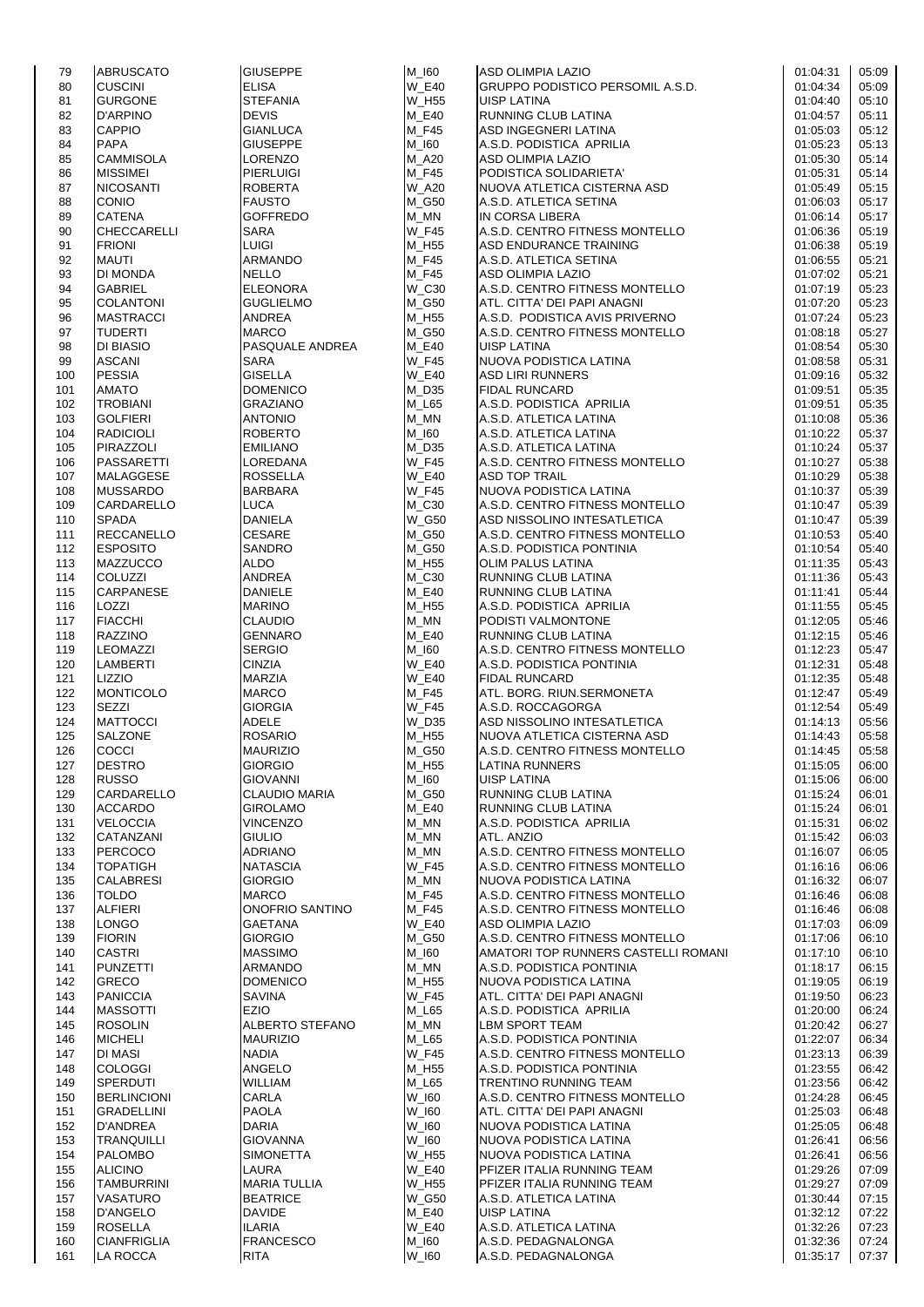| 79 | ABRUSCATO | GIUSEPPE | M_I60 | ASD OLIMPIA LAZIO | 01:04:31 | 05:09 |
|---|---|---|---|---|---|---|
| 80 | CUSCINI | ELISA | W_E40 | GRUPPO PODISTICO PERSOMIL A.S.D. | 01:04:34 | 05:09 |
| 81 | GURGONE | STEFANIA | W_H55 | UISP LATINA | 01:04:40 | 05:10 |
| 82 | D'ARPINO | DEVIS | M_E40 | RUNNING CLUB LATINA | 01:04:57 | 05:11 |
| 83 | CAPPIO | GIANLUCA | M_F45 | ASD INGEGNERI LATINA | 01:05:03 | 05:12 |
| 84 | PAPA | GIUSEPPE | M_I60 | A.S.D. PODISTICA APRILIA | 01:05:23 | 05:13 |
| 85 | CAMMISOLA | LORENZO | M_A20 | ASD OLIMPIA LAZIO | 01:05:30 | 05:14 |
| 86 | MISSIMEI | PIERLUIGI | M_F45 | PODISTICA SOLIDARIETA' | 01:05:31 | 05:14 |
| 87 | NICOSANTI | ROBERTA | W_A20 | NUOVA ATLETICA CISTERNA ASD | 01:05:49 | 05:15 |
| 88 | CONIO | FAUSTO | M_G50 | A.S.D. ATLETICA SETINA | 01:06:03 | 05:17 |
| 89 | CATENA | GOFFREDO | M_MN | IN CORSA LIBERA | 01:06:14 | 05:17 |
| 90 | CHECCARELLI | SARA | W_F45 | A.S.D. CENTRO FITNESS MONTELLO | 01:06:36 | 05:19 |
| 91 | FRIONI | LUIGI | M_H55 | ASD ENDURANCE TRAINING | 01:06:38 | 05:19 |
| 92 | MAUTI | ARMANDO | M_F45 | A.S.D. ATLETICA SETINA | 01:06:55 | 05:21 |
| 93 | DI MONDA | NELLO | M_F45 | ASD OLIMPIA LAZIO | 01:07:02 | 05:21 |
| 94 | GABRIEL | ELEONORA | W_C30 | A.S.D. CENTRO FITNESS MONTELLO | 01:07:19 | 05:23 |
| 95 | COLANTONI | GUGLIELMO | M_G50 | ATL. CITTA' DEI PAPI ANAGNI | 01:07:20 | 05:23 |
| 96 | MASTRACCI | ANDREA | M_H55 | A.S.D. PODISTICA AVIS PRIVERNO | 01:07:24 | 05:23 |
| 97 | TUDERTI | MARCO | M_G50 | A.S.D. CENTRO FITNESS MONTELLO | 01:08:18 | 05:27 |
| 98 | DI BIASIO | PASQUALE ANDREA | M_E40 | UISP LATINA | 01:08:54 | 05:30 |
| 99 | ASCANI | SARA | W_F45 | NUOVA PODISTICA LATINA | 01:08:58 | 05:31 |
| 100 | PESSIA | GISELLA | W_E40 | ASD LIRI RUNNERS | 01:09:16 | 05:32 |
| 101 | AMATO | DOMENICO | M_D35 | FIDAL RUNCARD | 01:09:51 | 05:35 |
| 102 | TROBIANI | GRAZIANO | M_L65 | A.S.D. PODISTICA APRILIA | 01:09:51 | 05:35 |
| 103 | GOLFIERI | ANTONIO | M_MN | A.S.D. ATLETICA LATINA | 01:10:08 | 05:36 |
| 104 | RADICIOLI | ROBERTO | M_I60 | A.S.D. ATLETICA LATINA | 01:10:22 | 05:37 |
| 105 | PIRAZZOLI | EMILIANO | M_D35 | A.S.D. ATLETICA LATINA | 01:10:24 | 05:37 |
| 106 | PASSARETTI | LOREDANA | W_F45 | A.S.D. CENTRO FITNESS MONTELLO | 01:10:27 | 05:38 |
| 107 | MALAGGESE | ROSSELLA | W_E40 | ASD TOP TRAIL | 01:10:29 | 05:38 |
| 108 | MUSSARDO | BARBARA | W_F45 | NUOVA PODISTICA LATINA | 01:10:37 | 05:39 |
| 109 | CARDARELLO | LUCA | M_C30 | A.S.D. CENTRO FITNESS MONTELLO | 01:10:47 | 05:39 |
| 110 | SPADA | DANIELA | W_G50 | ASD NISSOLINO INTESATLETICA | 01:10:47 | 05:39 |
| 111 | RECCANELLO | CESARE | M_G50 | A.S.D. CENTRO FITNESS MONTELLO | 01:10:53 | 05:40 |
| 112 | ESPOSITO | SANDRO | M_G50 | A.S.D. PODISTICA PONTINIA | 01:10:54 | 05:40 |
| 113 | MAZZUCCO | ALDO | M_H55 | OLIM PALUS LATINA | 01:11:35 | 05:43 |
| 114 | COLUZZI | ANDREA | M_C30 | RUNNING CLUB LATINA | 01:11:36 | 05:43 |
| 115 | CARPANESE | DANIELE | M_E40 | RUNNING CLUB LATINA | 01:11:41 | 05:44 |
| 116 | LOZZI | MARINO | M_H55 | A.S.D. PODISTICA APRILIA | 01:11:55 | 05:45 |
| 117 | FIACCHI | CLAUDIO | M_MN | PODISTI VALMONTONE | 01:12:05 | 05:46 |
| 118 | RAZZINO | GENNARO | M_E40 | RUNNING CLUB LATINA | 01:12:15 | 05:46 |
| 119 | LEOMAZZI | SERGIO | M_I60 | A.S.D. CENTRO FITNESS MONTELLO | 01:12:23 | 05:47 |
| 120 | LAMBERTI | CINZIA | W_E40 | A.S.D. PODISTICA PONTINIA | 01:12:31 | 05:48 |
| 121 | LIZZIO | MARZIA | W_E40 | FIDAL RUNCARD | 01:12:35 | 05:48 |
| 122 | MONTICOLO | MARCO | M_F45 | ATL. BORG. RIUN.SERMONETA | 01:12:47 | 05:49 |
| 123 | SEZZI | GIORGIA | W_F45 | A.S.D. ROCCAGORGA | 01:12:54 | 05:49 |
| 124 | MATTOCCI | ADELE | W_D35 | ASD NISSOLINO INTESATLETICA | 01:14:13 | 05:56 |
| 125 | SALZONE | ROSARIO | M_H55 | NUOVA ATLETICA CISTERNA ASD | 01:14:43 | 05:58 |
| 126 | COCCI | MAURIZIO | M_G50 | A.S.D. CENTRO FITNESS MONTELLO | 01:14:45 | 05:58 |
| 127 | DESTRO | GIORGIO | M_H55 | LATINA RUNNERS | 01:15:05 | 06:00 |
| 128 | RUSSO | GIOVANNI | M_I60 | UISP LATINA | 01:15:06 | 06:00 |
| 129 | CARDARELLO | CLAUDIO MARIA | M_G50 | RUNNING CLUB LATINA | 01:15:24 | 06:01 |
| 130 | ACCARDO | GIROLAMO | M_E40 | RUNNING CLUB LATINA | 01:15:24 | 06:01 |
| 131 | VELOCCIA | VINCENZO | M_MN | A.S.D. PODISTICA APRILIA | 01:15:31 | 06:02 |
| 132 | CATANZANI | GIULIO | M_MN | ATL. ANZIO | 01:15:42 | 06:03 |
| 133 | PERCOCO | ADRIANO | M_MN | A.S.D. CENTRO FITNESS MONTELLO | 01:16:07 | 06:05 |
| 134 | TOPATIGH | NATASCIA | W_F45 | A.S.D. CENTRO FITNESS MONTELLO | 01:16:16 | 06:06 |
| 135 | CALABRESI | GIORGIO | M_MN | NUOVA PODISTICA LATINA | 01:16:32 | 06:07 |
| 136 | TOLDO | MARCO | M_F45 | A.S.D. CENTRO FITNESS MONTELLO | 01:16:46 | 06:08 |
| 137 | ALFIERI | ONOFRIO SANTINO | M_F45 | A.S.D. CENTRO FITNESS MONTELLO | 01:16:46 | 06:08 |
| 138 | LONGO | GAETANA | W_E40 | ASD OLIMPIA LAZIO | 01:17:03 | 06:09 |
| 139 | FIORIN | GIORGIO | M_G50 | A.S.D. CENTRO FITNESS MONTELLO | 01:17:06 | 06:10 |
| 140 | CASTRI | MASSIMO | M_I60 | AMATORI TOP RUNNERS CASTELLI ROMANI | 01:17:10 | 06:10 |
| 141 | PUNZETTI | ARMANDO | M_MN | A.S.D. PODISTICA PONTINIA | 01:18:17 | 06:15 |
| 142 | GRECO | DOMENICO | M_H55 | NUOVA PODISTICA LATINA | 01:19:05 | 06:19 |
| 143 | PANICCIA | SAVINA | W_F45 | ATL. CITTA' DEI PAPI ANAGNI | 01:19:50 | 06:23 |
| 144 | MASSOTTI | EZIO | M_L65 | A.S.D. PODISTICA APRILIA | 01:20:00 | 06:24 |
| 145 | ROSOLIN | ALBERTO STEFANO | M_MN | LBM SPORT TEAM | 01:20:42 | 06:27 |
| 146 | MICHELI | MAURIZIO | M_L65 | A.S.D. PODISTICA PONTINIA | 01:22:07 | 06:34 |
| 147 | DI MASI | NADIA | W_F45 | A.S.D. CENTRO FITNESS MONTELLO | 01:23:13 | 06:39 |
| 148 | COLOGGI | ANGELO | M_H55 | A.S.D. PODISTICA PONTINIA | 01:23:55 | 06:42 |
| 149 | SPERDUTI | WILLIAM | M_L65 | TRENTINO RUNNING TEAM | 01:23:56 | 06:42 |
| 150 | BERLINCIONI | CARLA | W_I60 | A.S.D. CENTRO FITNESS MONTELLO | 01:24:28 | 06:45 |
| 151 | GRADELLINI | PAOLA | W_I60 | ATL. CITTA' DEI PAPI ANAGNI | 01:25:03 | 06:48 |
| 152 | D'ANDREA | DARIA | W_I60 | NUOVA PODISTICA LATINA | 01:25:05 | 06:48 |
| 153 | TRANQUILLI | GIOVANNA | W_I60 | NUOVA PODISTICA LATINA | 01:26:41 | 06:56 |
| 154 | PALOMBO | SIMONETTA | W_H55 | NUOVA PODISTICA LATINA | 01:26:41 | 06:56 |
| 155 | ALICINO | LAURA | W_E40 | PFIZER ITALIA RUNNING TEAM | 01:29:26 | 07:09 |
| 156 | TAMBURRINI | MARIA TULLIA | W_H55 | PFIZER ITALIA RUNNING TEAM | 01:29:27 | 07:09 |
| 157 | VASATURO | BEATRICE | W_G50 | A.S.D. ATLETICA LATINA | 01:30:44 | 07:15 |
| 158 | D'ANGELO | DAVIDE | M_E40 | UISP LATINA | 01:32:12 | 07:22 |
| 159 | ROSELLA | ILARIA | W_E40 | A.S.D. ATLETICA LATINA | 01:32:26 | 07:23 |
| 160 | CIANFRIGLIA | FRANCESCO | M_I60 | A.S.D. PEDAGNALONGA | 01:32:36 | 07:24 |
| 161 | LA ROCCA | RITA | W_I60 | A.S.D. PEDAGNALONGA | 01:35:17 | 07:37 |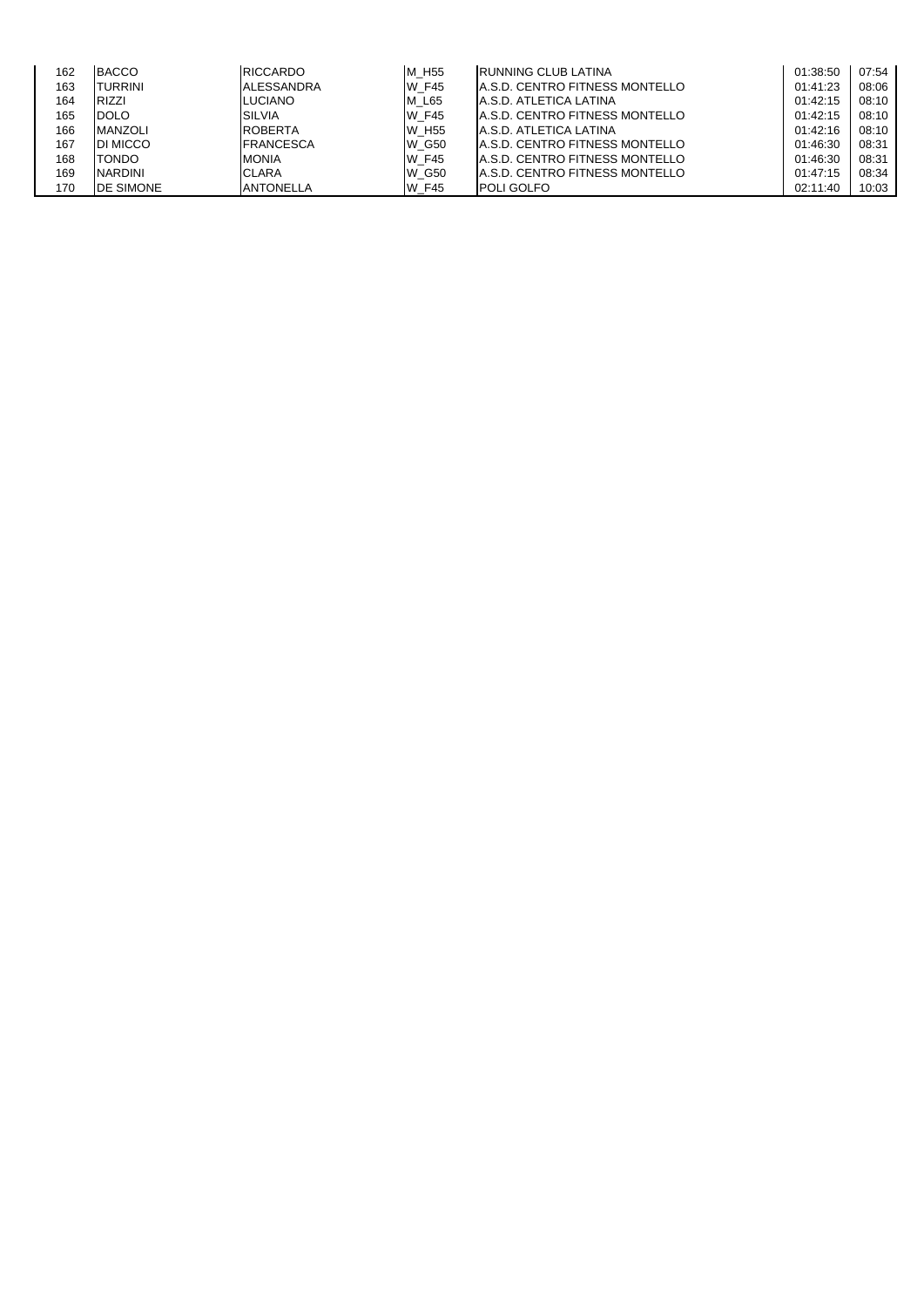| | | | | | | |
|---|---|---|---|---|---|---|
| 162 | BACCO | RICCARDO | M_H55 | RUNNING CLUB LATINA | 01:38:50 | 07:54 |
| 163 | TURRINI | ALESSANDRA | W_F45 | A.S.D. CENTRO FITNESS MONTELLO | 01:41:23 | 08:06 |
| 164 | RIZZI | LUCIANO | M_L65 | A.S.D. ATLETICA LATINA | 01:42:15 | 08:10 |
| 165 | DOLO | SILVIA | W_F45 | A.S.D. CENTRO FITNESS MONTELLO | 01:42:15 | 08:10 |
| 166 | MANZOLI | ROBERTA | W_H55 | A.S.D. ATLETICA LATINA | 01:42:16 | 08:10 |
| 167 | DI MICCO | FRANCESCA | W_G50 | A.S.D. CENTRO FITNESS MONTELLO | 01:46:30 | 08:31 |
| 168 | TONDO | MONIA | W_F45 | A.S.D. CENTRO FITNESS MONTELLO | 01:46:30 | 08:31 |
| 169 | NARDINI | CLARA | W_G50 | A.S.D. CENTRO FITNESS MONTELLO | 01:47:15 | 08:34 |
| 170 | DE SIMONE | ANTONELLA | W_F45 | POLI GOLFO | 02:11:40 | 10:03 |